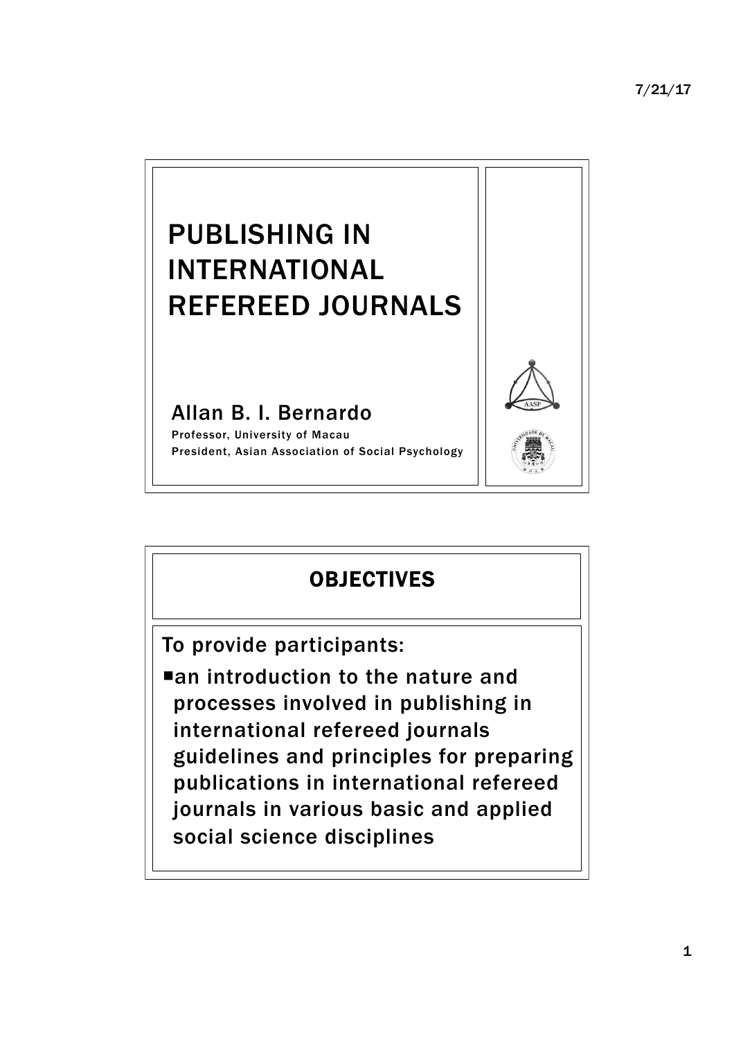# PUBLISHING IN INTERNATIONAL REFEREED JOURNALS

Allan B. I. Bernardo

Professor, University of Macau

President, Asian Association of Social Psychology

## OBJECTIVES

To provide participants:

- an introduction to the nature and processes involved in publishing in international refereed journals guidelines and principles for preparing publications in international refereed journals in various basic and applied social science disciplines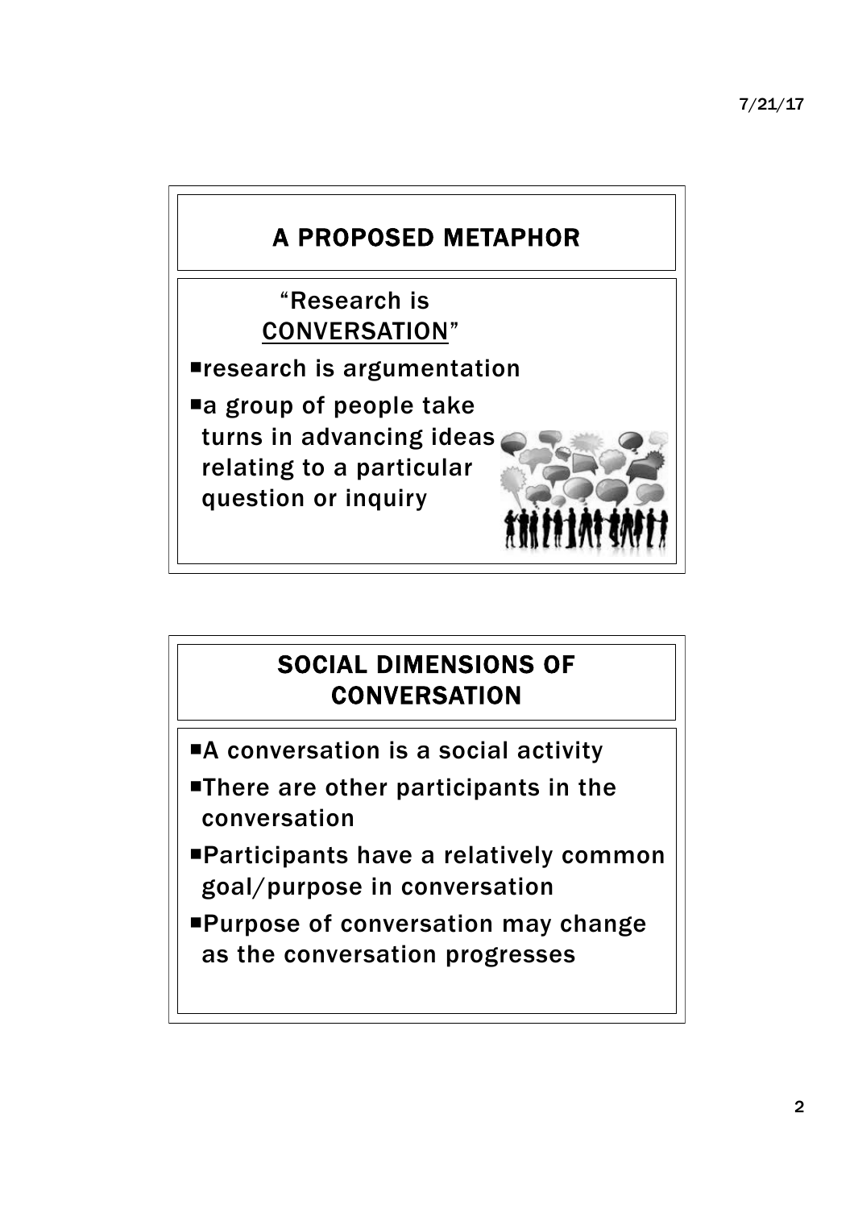## A PROPOSED METAPHOR

"Research is <u>CONVERSATION</u>"

- research is argumentation
- a group of people take turns in advancing ideas relating to a particular question or inquiry

## SOCIAL DIMENSIONS OF CONVERSATION

- A conversation is a social activity
- There are other participants in the conversation
- Participants have a relatively common goal/purpose in conversation
- Purpose of conversation may change as the conversation progresses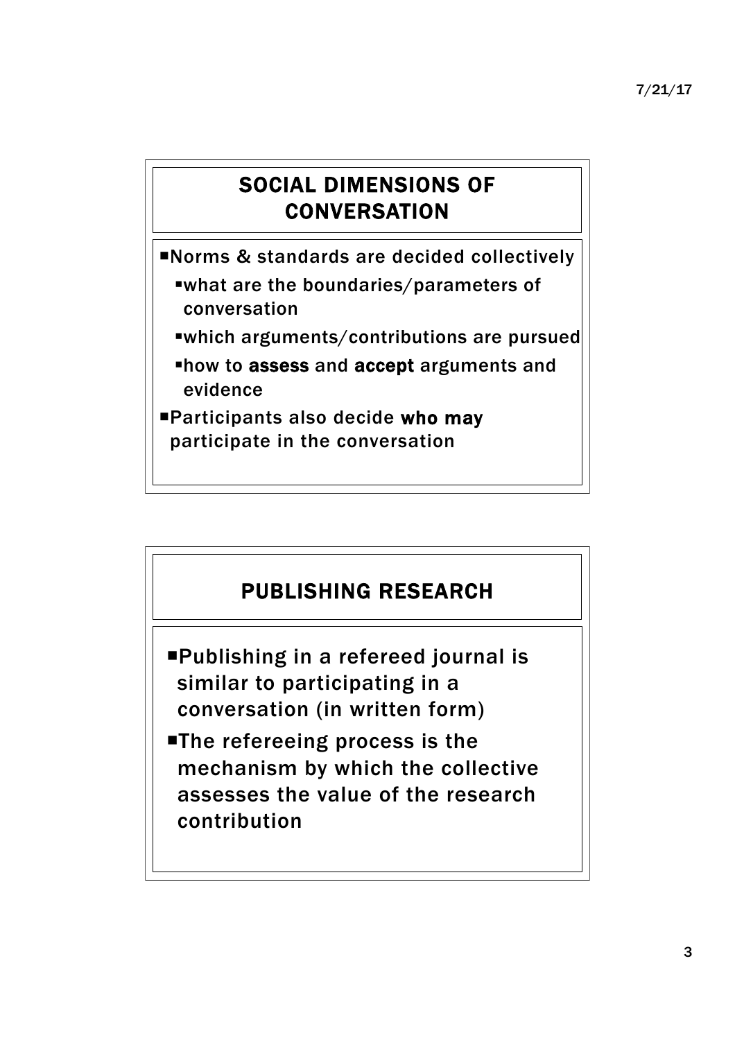## SOCIAL DIMENSIONS OF CONVERSATION

- Norms & standards are decided collectively
  - what are the boundaries/parameters of conversation
  - which arguments/contributions are pursued
  - how to **assess** and **accept** arguments and evidence
- Participants also decide **who may** participate in the conversation

## PUBLISHING RESEARCH

- Publishing in a refereed journal is similar to participating in a conversation (in written form)
- The refereeing process is the mechanism by which the collective assesses the value of the research contribution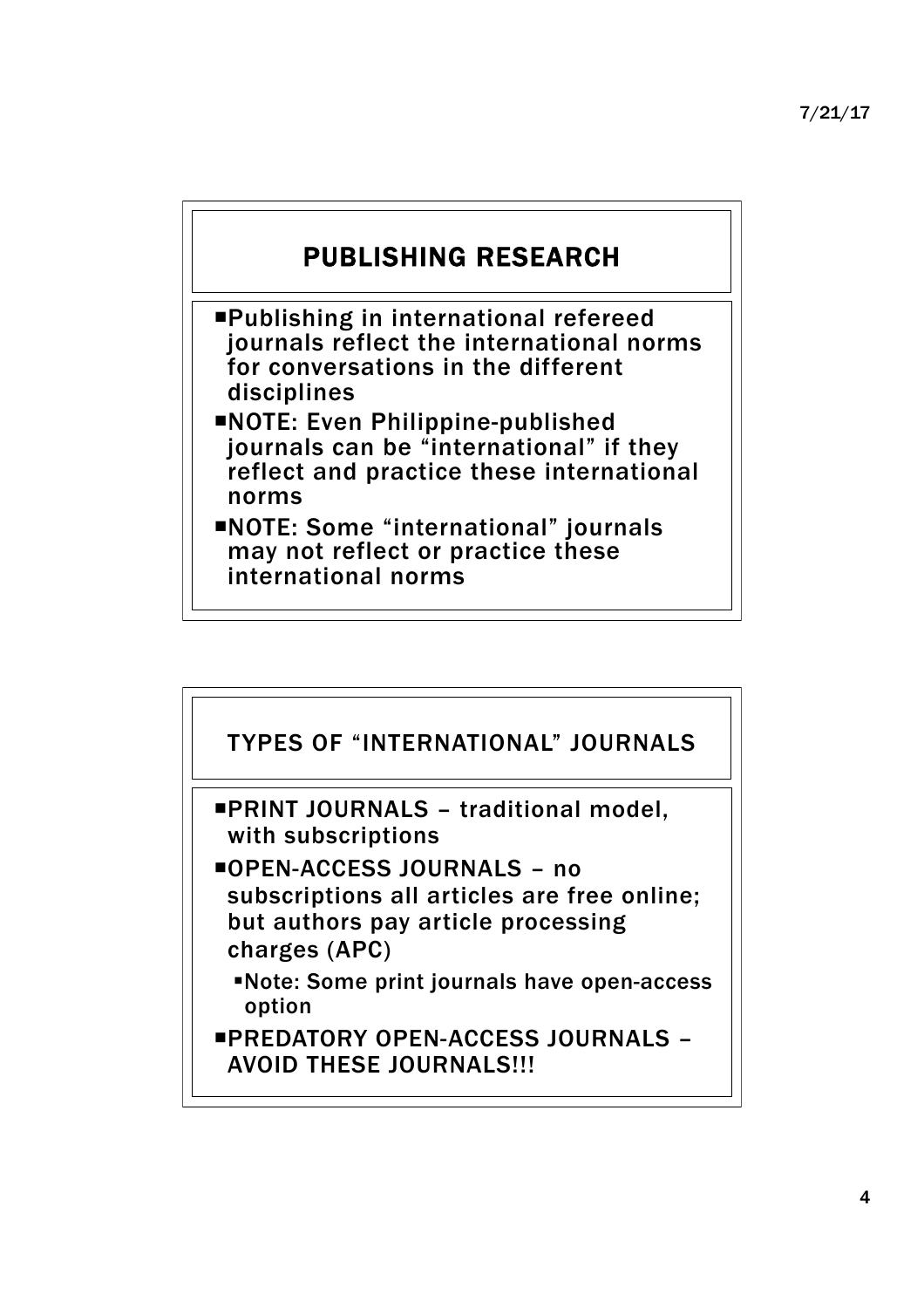## PUBLISHING RESEARCH

- Publishing in international refereed journals reflect the international norms for conversations in the different disciplines
- NOTE: Even Philippine-published journals can be "international" if they reflect and practice these international norms
- NOTE: Some "international" journals may not reflect or practice these international norms

## TYPES OF "INTERNATIONAL" JOURNALS

- PRINT JOURNALS – traditional model, with subscriptions
- OPEN-ACCESS JOURNALS – no subscriptions all articles are free online; but authors pay article processing charges (APC)
  - Note: Some print journals have open-access option
- PREDATORY OPEN-ACCESS JOURNALS – AVOID THESE JOURNALS!!!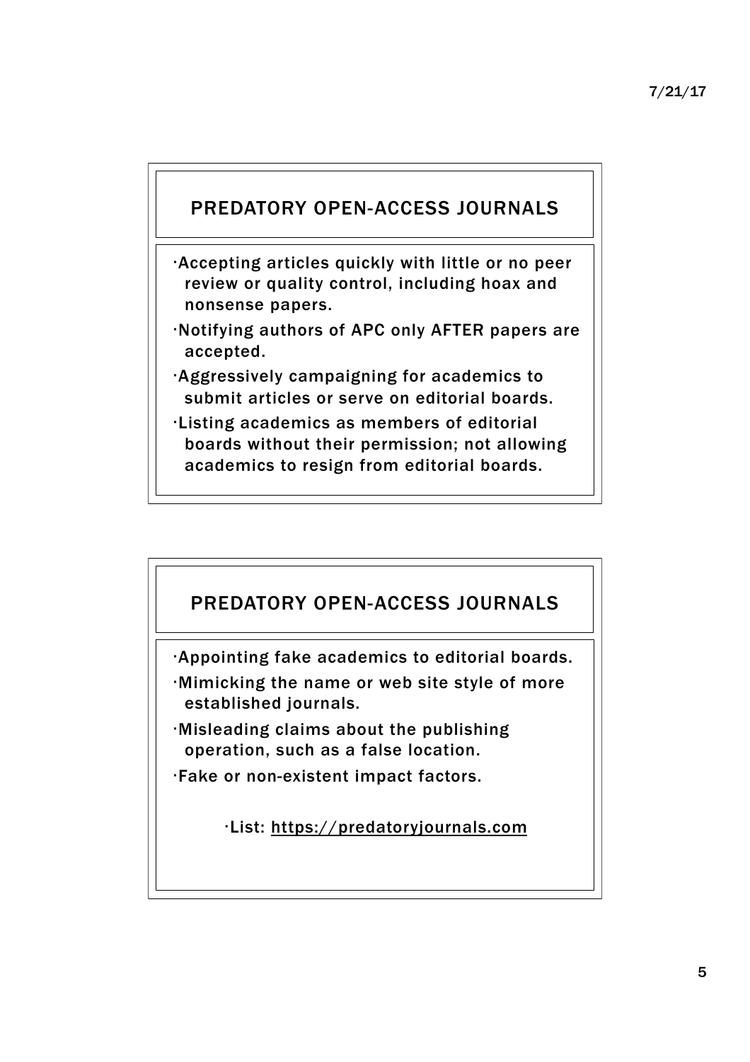## PREDATORY OPEN-ACCESS JOURNALS

- Accepting articles quickly with little or no peer review or quality control, including hoax and nonsense papers.
- Notifying authors of APC only AFTER papers are accepted.
- Aggressively campaigning for academics to submit articles or serve on editorial boards.
- Listing academics as members of editorial boards without their permission; not allowing academics to resign from editorial boards.

## PREDATORY OPEN-ACCESS JOURNALS

- Appointing fake academics to editorial boards.
- Mimicking the name or web site style of more established journals.
- Misleading claims about the publishing operation, such as a false location.
- Fake or non-existent impact factors.

- List: https://predatoryjournals.com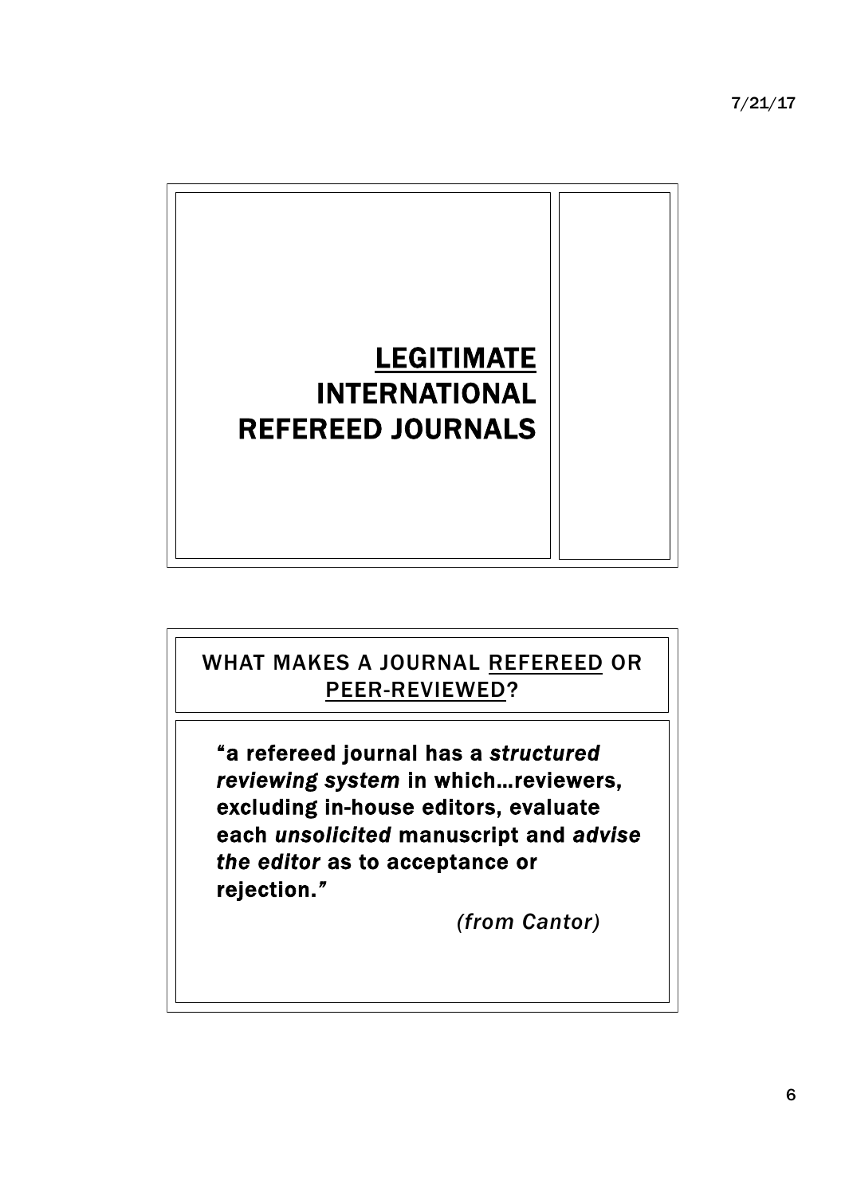# <u>LEGITIMATE</u> INTERNATIONAL REFEREED JOURNALS

## WHAT MAKES A JOURNAL <u>REFEREED</u> OR <u>PEER-REVIEWED</u>?

**"a refereed journal has a *structured reviewing system* in which…reviewers, excluding in-house editors, evaluate each *unsolicited* manuscript and *advise the editor* as to acceptance or rejection."**

*(from Cantor)*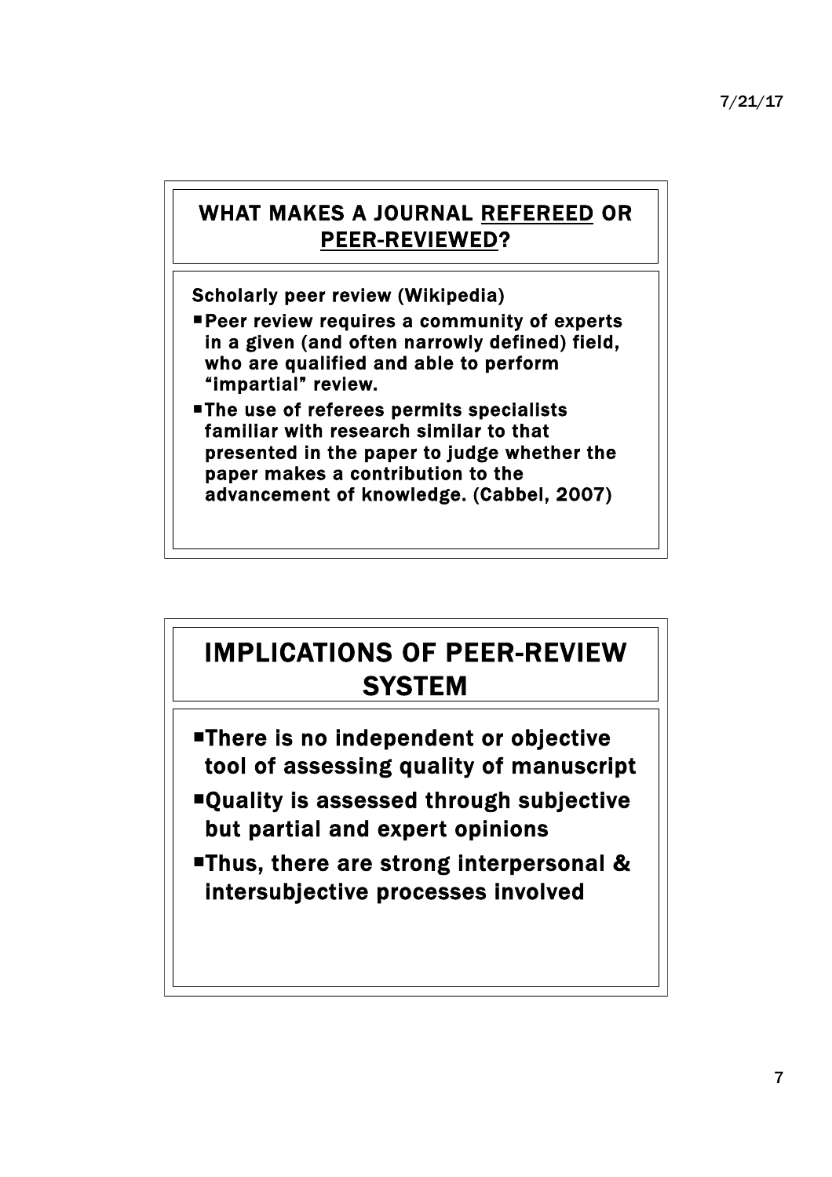## WHAT MAKES A JOURNAL <u>REFEREED</u> OR <u>PEER-REVIEWED</u>?

Scholarly peer review (Wikipedia)

- Peer review requires a community of experts in a given (and often narrowly defined) field, who are qualified and able to perform "impartial" review.
- The use of referees permits specialists familiar with research similar to that presented in the paper to judge whether the paper makes a contribution to the advancement of knowledge. (Cabbel, 2007)

## IMPLICATIONS OF PEER-REVIEW SYSTEM

- There is no independent or objective tool of assessing quality of manuscript
- Quality is assessed through subjective but partial and expert opinions
- Thus, there are strong interpersonal & intersubjective processes involved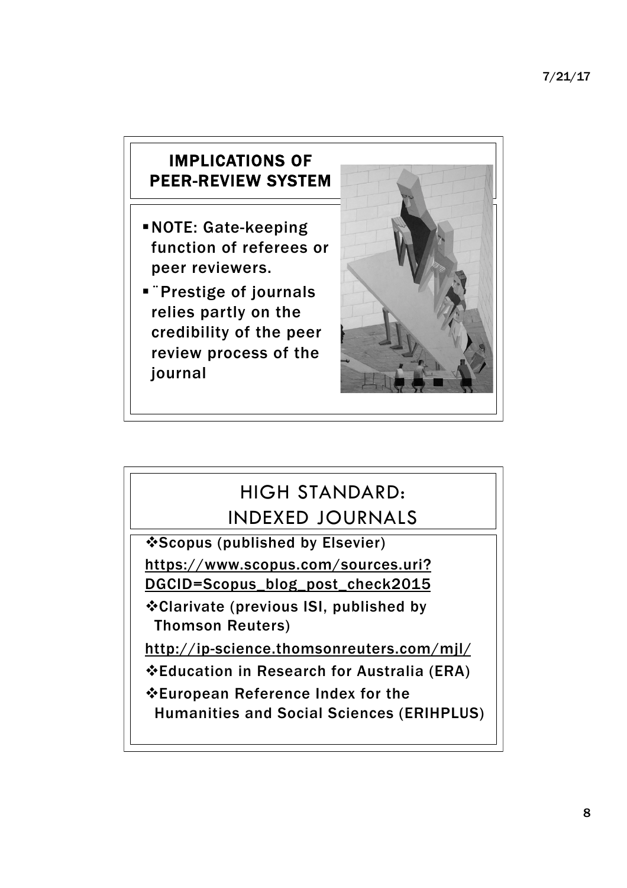## IMPLICATIONS OF PEER-REVIEW SYSTEM

- NOTE: Gate-keeping function of referees or peer reviewers.
- ¨Prestige of journals relies partly on the credibility of the peer review process of the journal

## HIGH STANDARD: INDEXED JOURNALS

- Scopus (published by Elsevier)

https://www.scopus.com/sources.uri?DGCID=Scopus_blog_post_check2015

- Clarivate (previous ISI, published by Thomson Reuters)

http://ip-science.thomsonreuters.com/mjl/

- Education in Research for Australia (ERA)
- European Reference Index for the Humanities and Social Sciences (ERIHPLUS)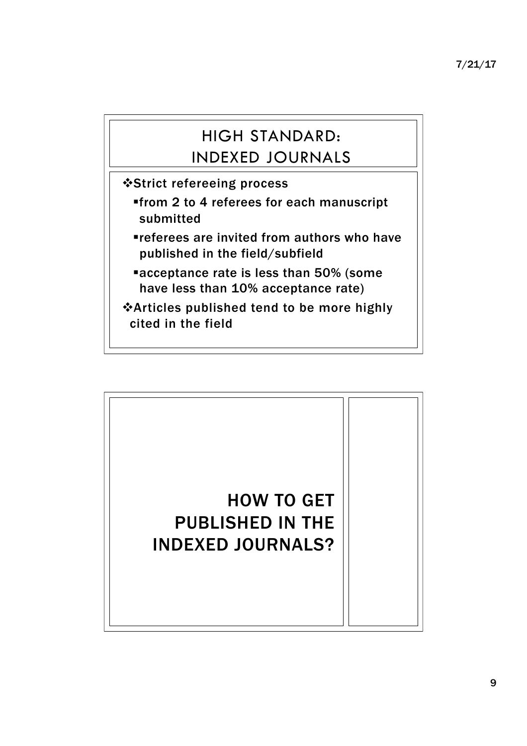# HIGH STANDARD: INDEXED JOURNALS

- ❖Strict refereeing process
  - from 2 to 4 referees for each manuscript submitted
  - referees are invited from authors who have published in the field/subfield
  - acceptance rate is less than 50% (some have less than 10% acceptance rate)
- ❖Articles published tend to be more highly cited in the field

# HOW TO GET PUBLISHED IN THE INDEXED JOURNALS?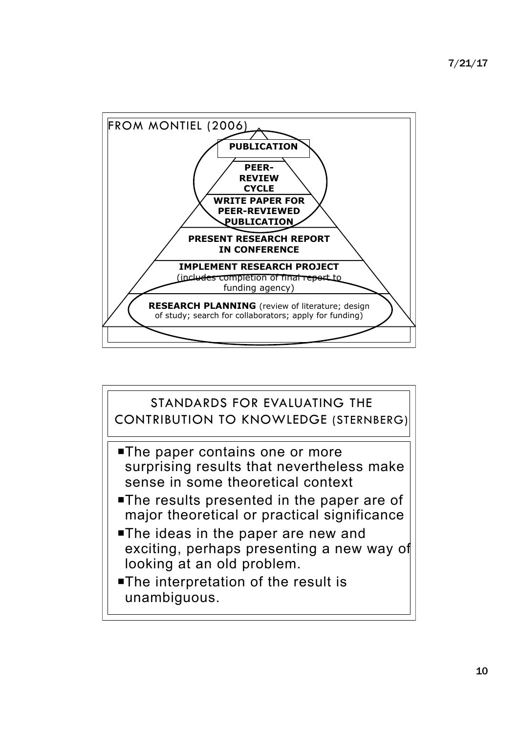## FROM MONTIEL (2006)

- **PUBLICATION**
- **PEER-REVIEW CYCLE**
- **WRITE PAPER FOR PEER-REVIEWED PUBLICATION**
- **PRESENT RESEARCH REPORT IN CONFERENCE**
- **IMPLEMENT RESEARCH PROJECT** (includes completion of final report to funding agency)
- **RESEARCH PLANNING** (review of literature; design of study; search for collaborators; apply for funding)

## STANDARDS FOR EVALUATING THE CONTRIBUTION TO KNOWLEDGE (STERNBERG)

- The paper contains one or more surprising results that nevertheless make sense in some theoretical context
- The results presented in the paper are of major theoretical or practical significance
- The ideas in the paper are new and exciting, perhaps presenting a new way of looking at an old problem.
- The interpretation of the result is unambiguous.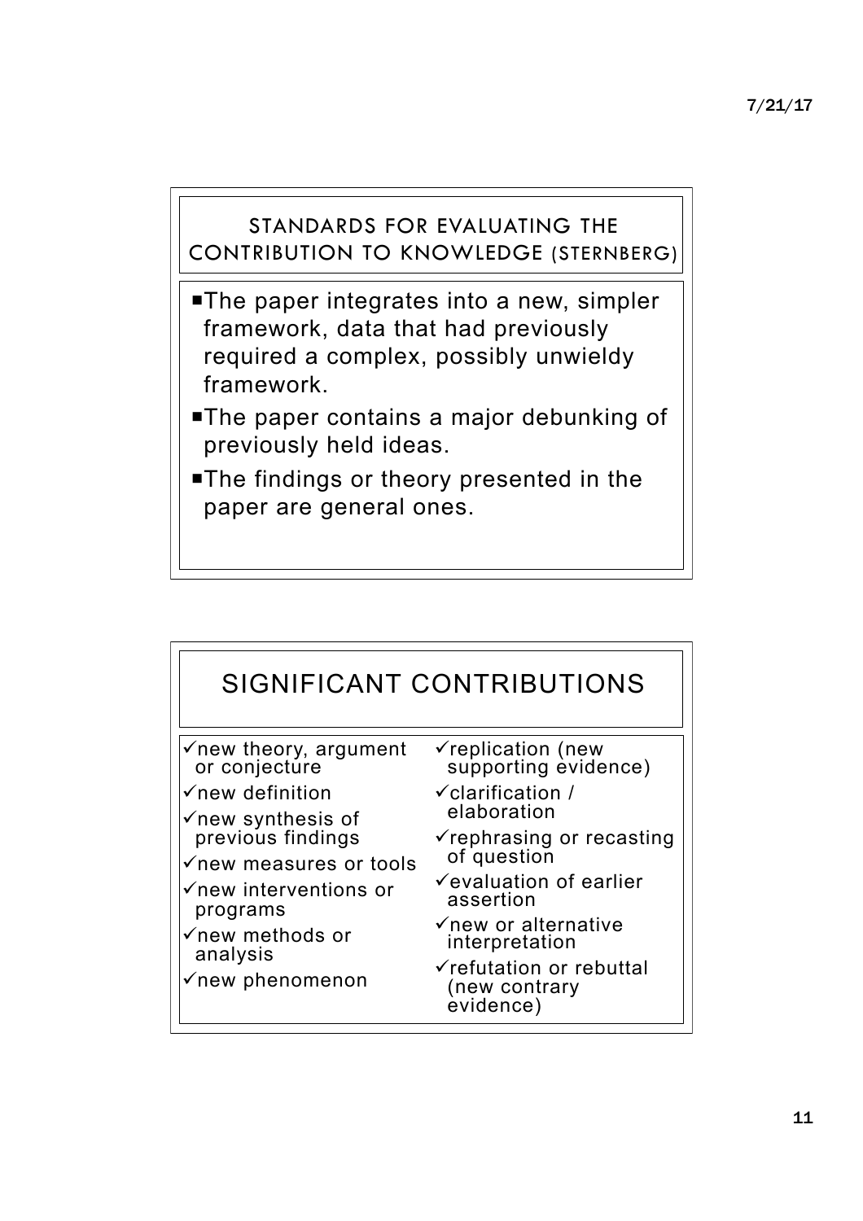## STANDARDS FOR EVALUATING THE CONTRIBUTION TO KNOWLEDGE (STERNBERG)

- The paper integrates into a new, simpler framework, data that had previously required a complex, possibly unwieldy framework.
- The paper contains a major debunking of previously held ideas.
- The findings or theory presented in the paper are general ones.

## SIGNIFICANT CONTRIBUTIONS

- ✓new theory, argument or conjecture
- ✓new definition
- ✓new synthesis of previous findings
- ✓new measures or tools
- ✓new interventions or programs
- ✓new methods or analysis
- ✓new phenomenon
- ✓replication (new supporting evidence)
- ✓clarification / elaboration
- ✓rephrasing or recasting of question
- ✓evaluation of earlier assertion
- ✓new or alternative interpretation
- ✓refutation or rebuttal (new contrary evidence)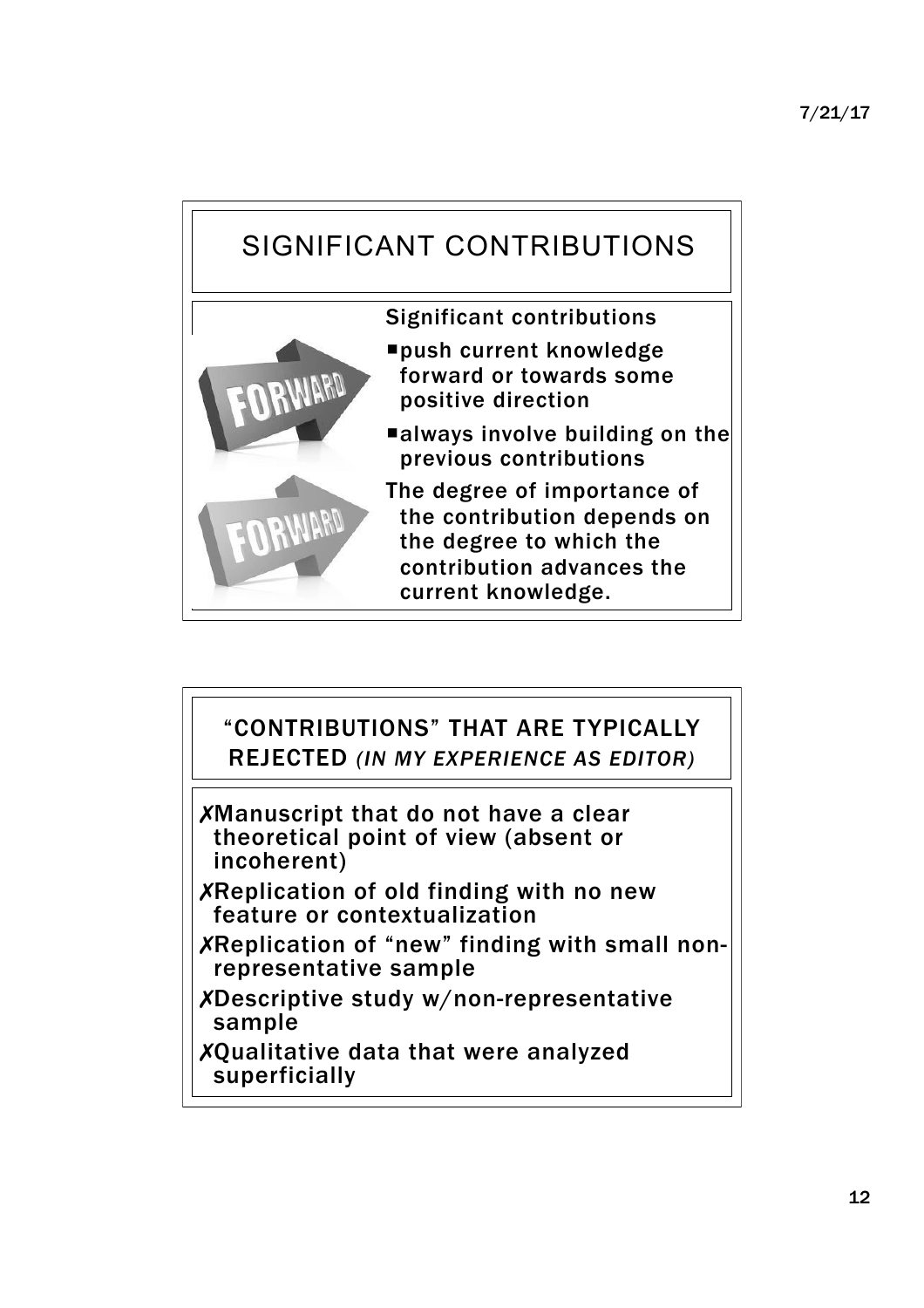# SIGNIFICANT CONTRIBUTIONS

Significant contributions

- push current knowledge forward or towards some positive direction
- always involve building on the previous contributions

The degree of importance of the contribution depends on the degree to which the contribution advances the current knowledge.

# "CONTRIBUTIONS" THAT ARE TYPICALLY REJECTED *(IN MY EXPERIENCE AS EDITOR)*

✗Manuscript that do not have a clear theoretical point of view (absent or incoherent)

✗Replication of old finding with no new feature or contextualization

✗Replication of "new" finding with small non-representative sample

✗Descriptive study w/non-representative sample

✗Qualitative data that were analyzed superficially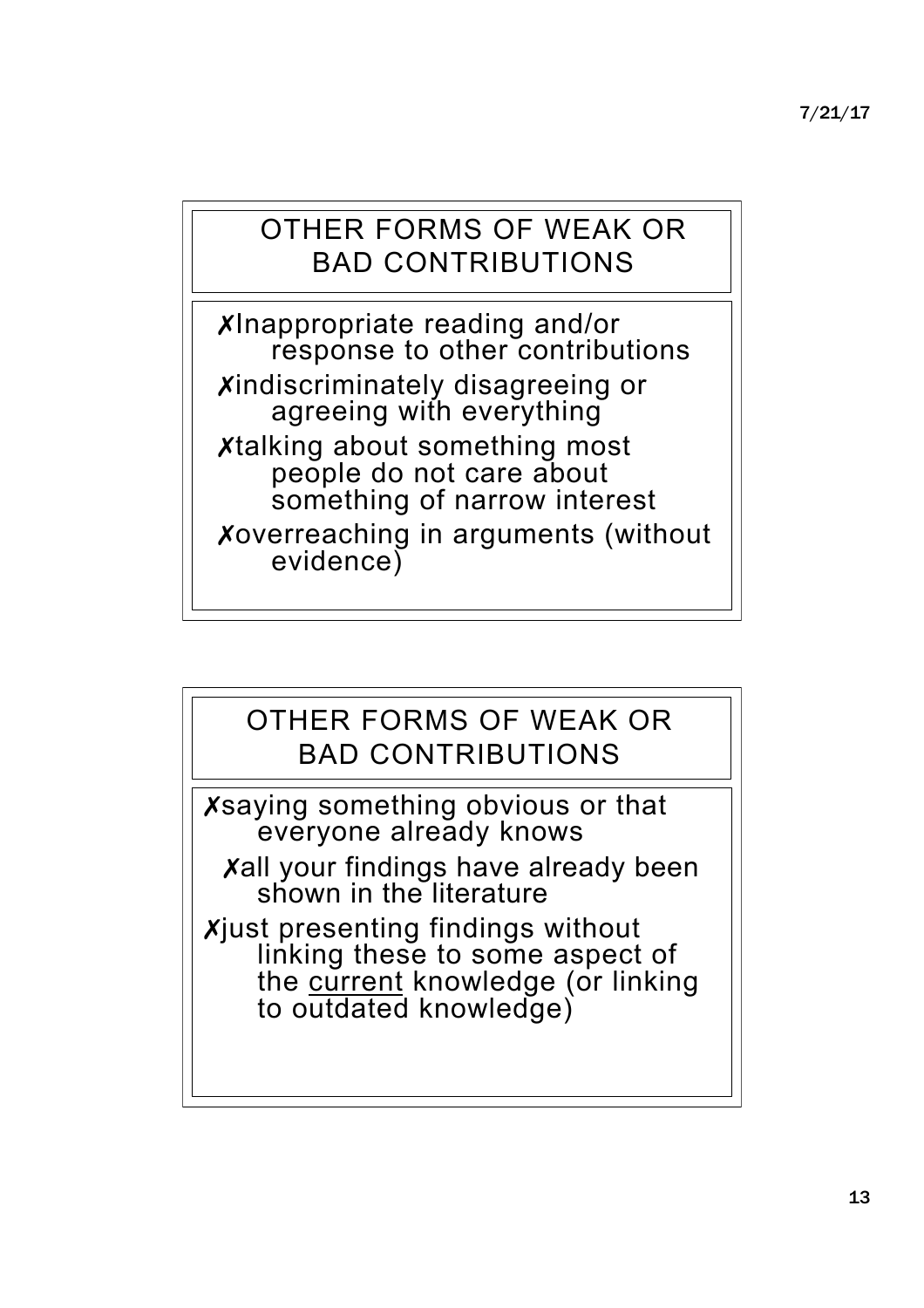## OTHER FORMS OF WEAK OR BAD CONTRIBUTIONS

- ✗Inappropriate reading and/or response to other contributions
- ✗indiscriminately disagreeing or agreeing with everything
- ✗talking about something most people do not care about something of narrow interest
- ✗overreaching in arguments (without evidence)

## OTHER FORMS OF WEAK OR BAD CONTRIBUTIONS

- ✗saying something obvious or that everyone already knows
  - ✗all your findings have already been shown in the literature
- ✗just presenting findings without linking these to some aspect of the <u>current</u> knowledge (or linking to outdated knowledge)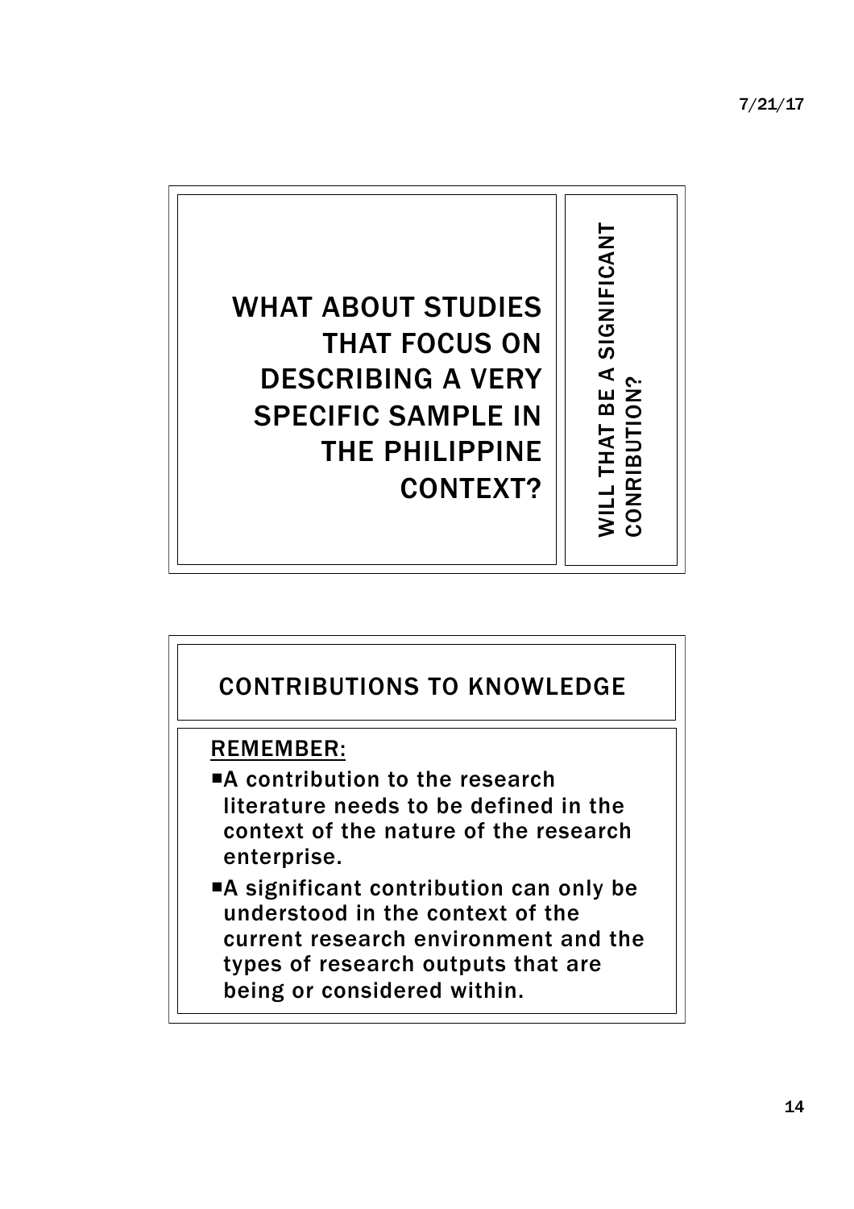## WHAT ABOUT STUDIES THAT FOCUS ON DESCRIBING A VERY SPECIFIC SAMPLE IN THE PHILIPPINE CONTEXT?

WILL THAT BE A SIGNIFICANT CONRIBUTION?

## CONTRIBUTIONS TO KNOWLEDGE

REMEMBER:

- A contribution to the research literature needs to be defined in the context of the nature of the research enterprise.
- A significant contribution can only be understood in the context of the current research environment and the types of research outputs that are being or considered within.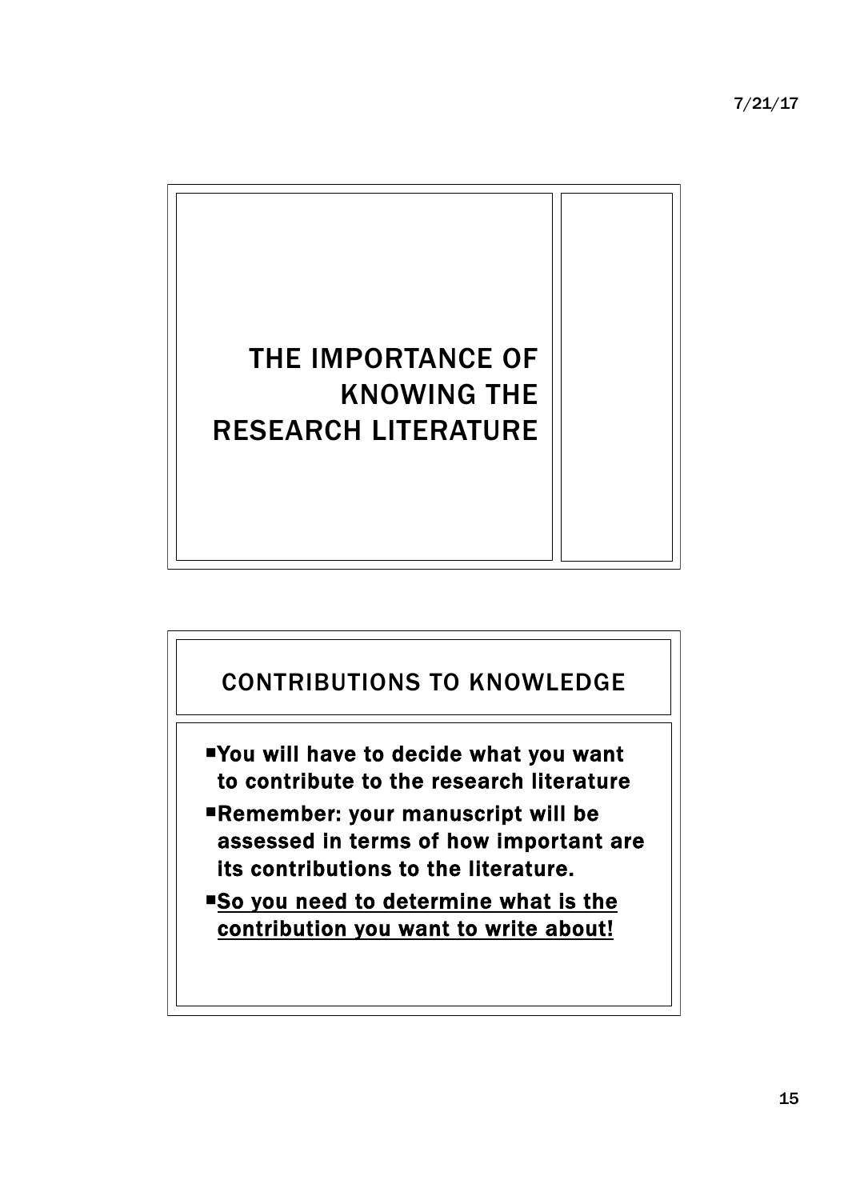# THE IMPORTANCE OF KNOWING THE RESEARCH LITERATURE

## CONTRIBUTIONS TO KNOWLEDGE

- **You will have to decide what you want to contribute to the research literature**
- **Remember: your manuscript will be assessed in terms of how important are its contributions to the literature.**
- **<u>So you need to determine what is the contribution you want to write about!</u>**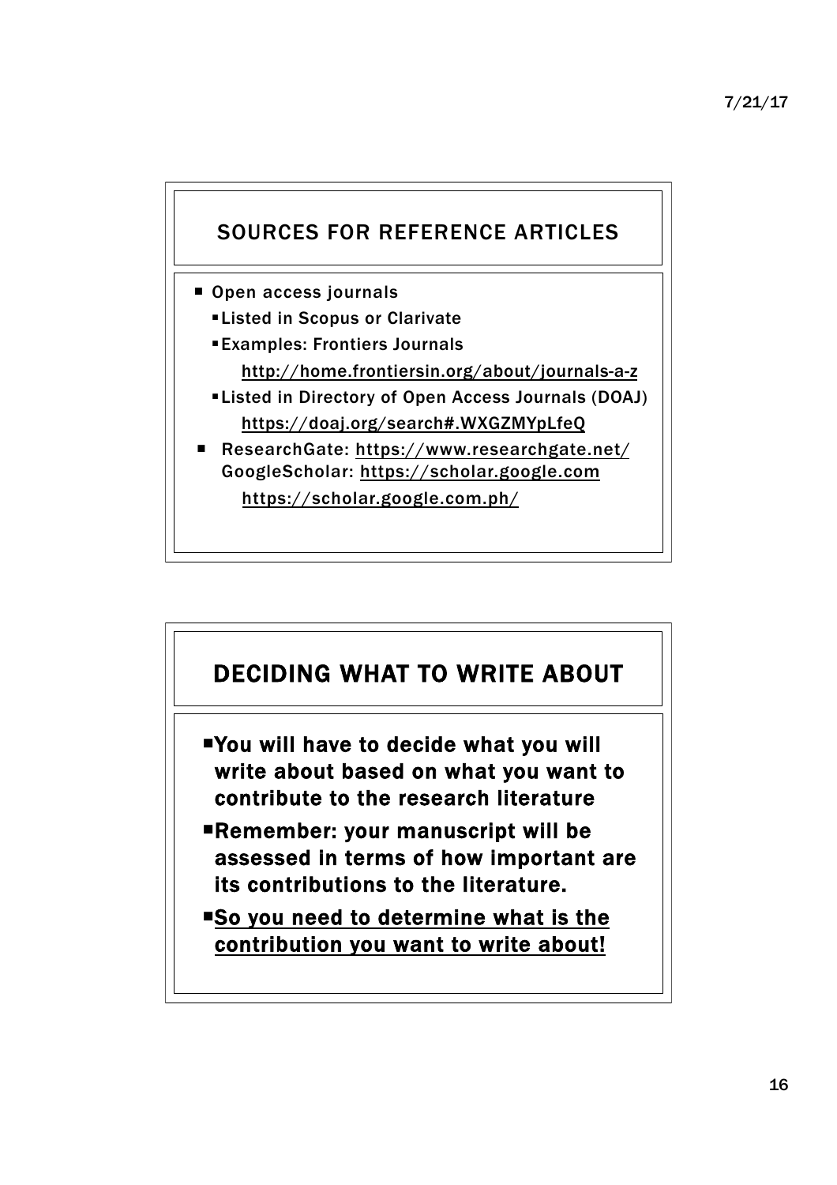## SOURCES FOR REFERENCE ARTICLES

- Open access journals
  - Listed in Scopus or Clarivate
  - Examples: Frontiers Journals
    http://home.frontiersin.org/about/journals-a-z
  - Listed in Directory of Open Access Journals (DOAJ)
    https://doaj.org/search#.WXGZMYpLfeQ
- ResearchGate: https://www.researchgate.net/
  GoogleScholar: https://scholar.google.com
  https://scholar.google.com.ph/

## DECIDING WHAT TO WRITE ABOUT

- **You will have to decide what you will write about based on what you want to contribute to the research literature**
- **Remember: your manuscript will be assessed in terms of how important are its contributions to the literature.**
- **<u>So you need to determine what is the contribution you want to write about!</u>**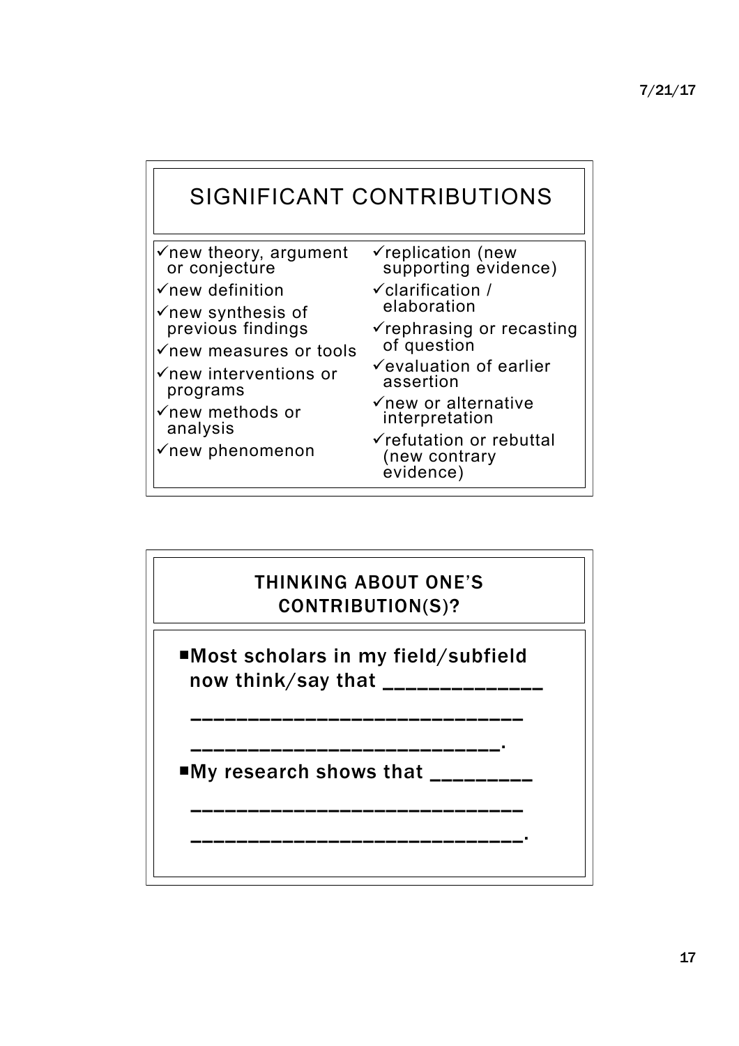## SIGNIFICANT CONTRIBUTIONS

- ✓new theory, argument or conjecture
- ✓new definition
- ✓new synthesis of previous findings
- ✓new measures or tools
- ✓new interventions or programs
- ✓new methods or analysis
- ✓new phenomenon
- ✓replication (new supporting evidence)
- ✓clarification / elaboration
- ✓rephrasing or recasting of question
- ✓evaluation of earlier assertion
- ✓new or alternative interpretation
- ✓refutation or rebuttal (new contrary evidence)

## THINKING ABOUT ONE'S CONTRIBUTION(S)?

- **Most scholars in my field/subfield now think/say that ______________ ____________________________ ___________________________.**
- **My research shows that _________ ____________________________ _____________________________.**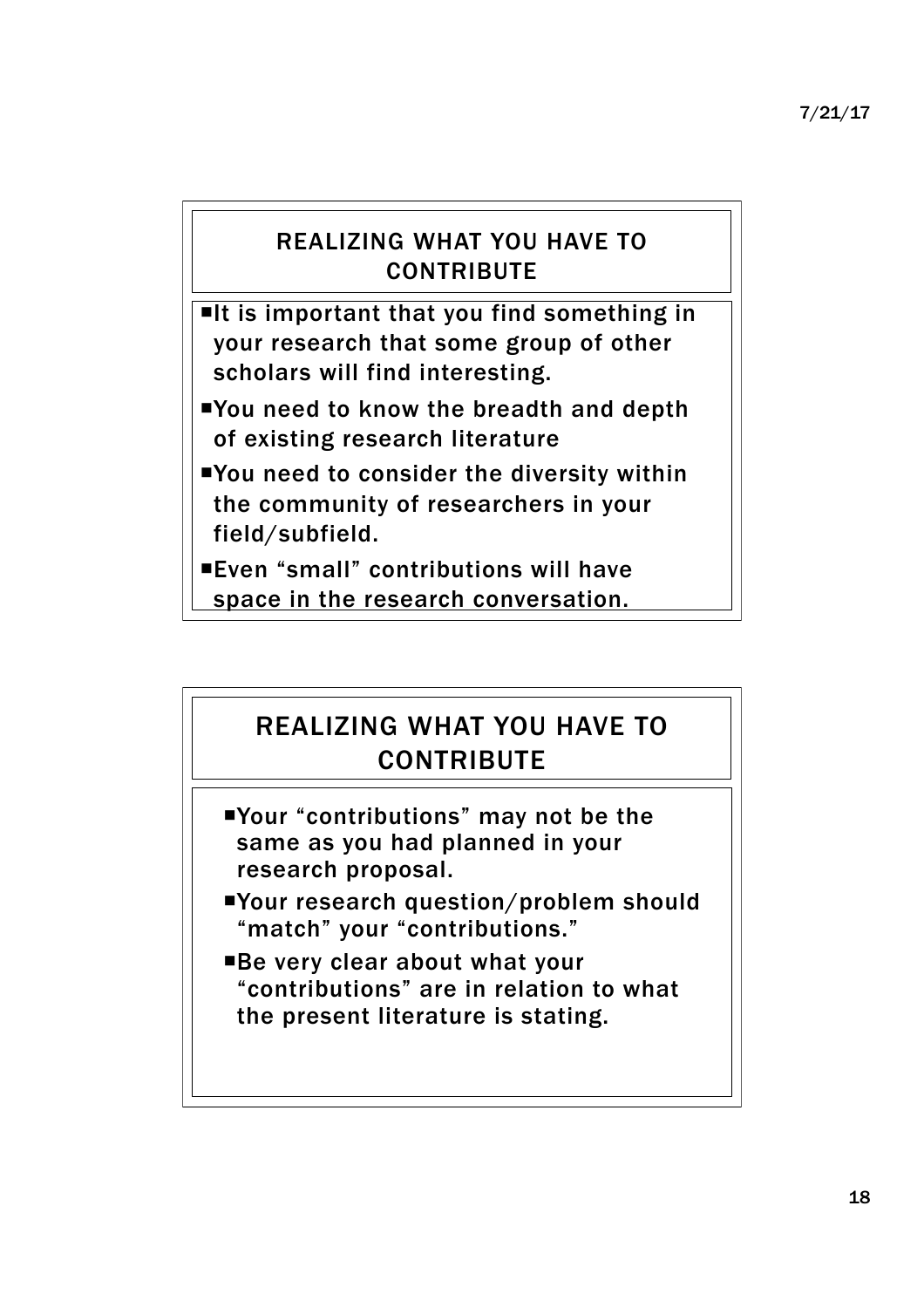## REALIZING WHAT YOU HAVE TO CONTRIBUTE

- It is important that you find something in your research that some group of other scholars will find interesting.
- You need to know the breadth and depth of existing research literature
- You need to consider the diversity within the community of researchers in your field/subfield.
- Even “small” contributions will have space in the research conversation.

## REALIZING WHAT YOU HAVE TO CONTRIBUTE

- Your “contributions” may not be the same as you had planned in your research proposal.
- Your research question/problem should “match” your “contributions.”
- Be very clear about what your “contributions” are in relation to what the present literature is stating.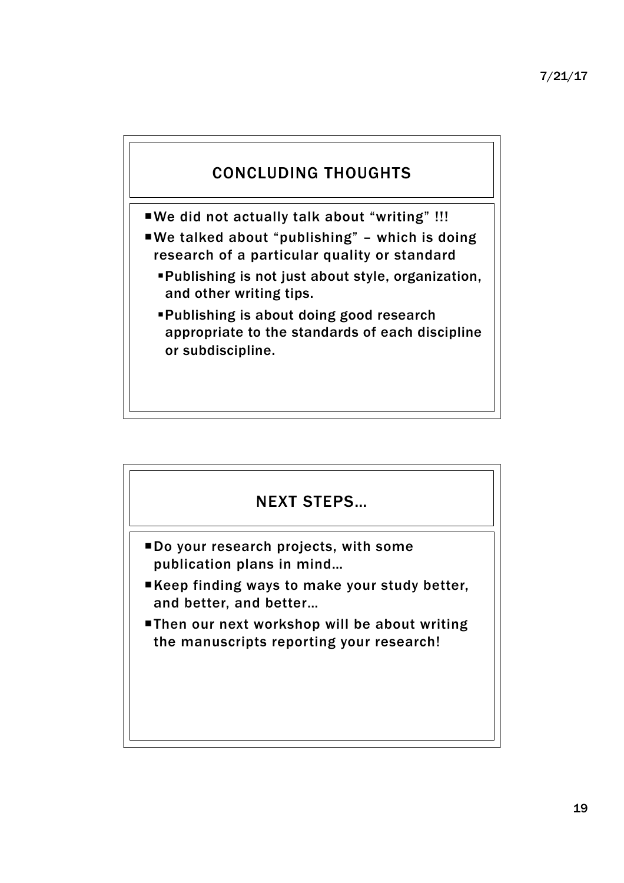## CONCLUDING THOUGHTS

- We did not actually talk about "writing" !!!
- We talked about "publishing" – which is doing research of a particular quality or standard
  - Publishing is not just about style, organization, and other writing tips.
  - Publishing is about doing good research appropriate to the standards of each discipline or subdiscipline.

## NEXT STEPS…

- Do your research projects, with some publication plans in mind…
- Keep finding ways to make your study better, and better, and better…
- Then our next workshop will be about writing the manuscripts reporting your research!